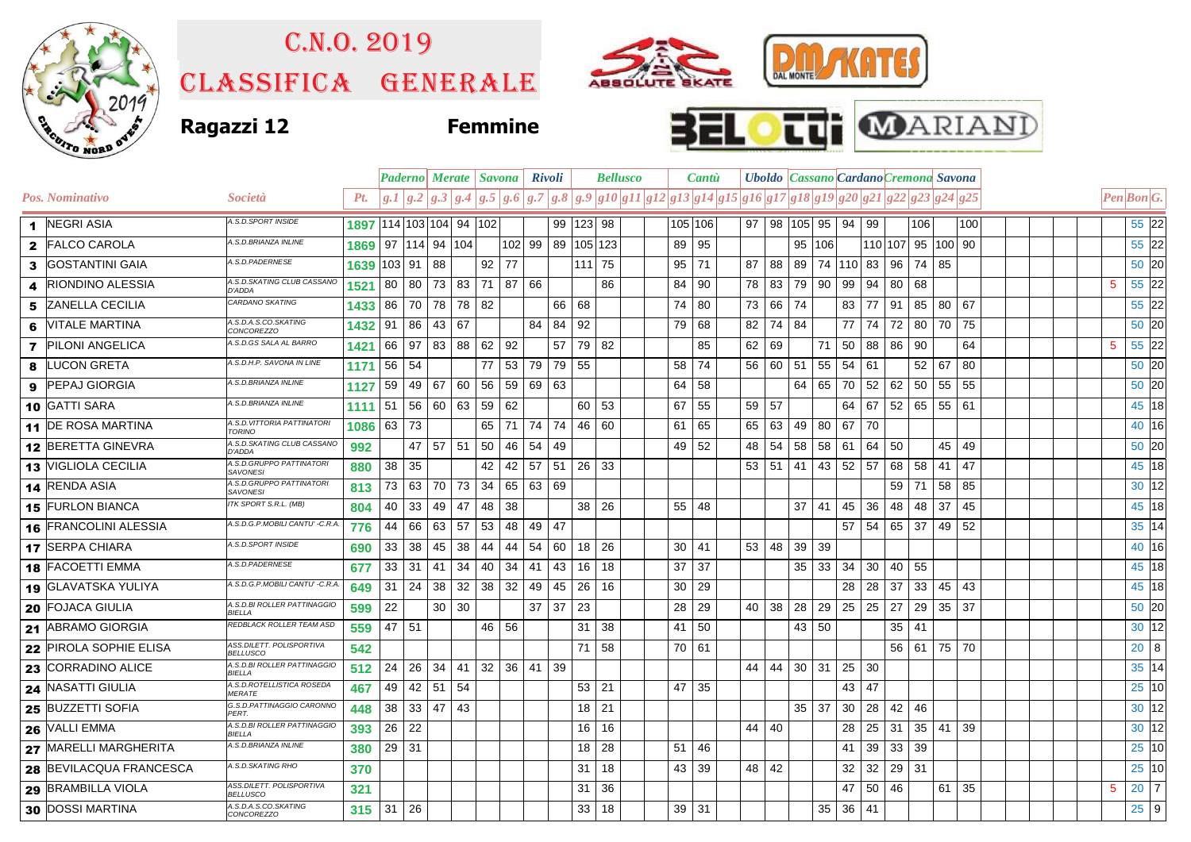# C.N.O. 2019

# CLASSIFICA GENERALE

**Ragazzi 12** **Femmine**

| | | | | Paderno | | Merate | | Savona | | Rivoli | | Bellusco | | | | Cantù | | | Uboldo | | Cassano | | Cardano | | Cremona | | Savona | | | | |
|---|---|---|---|---|---|---|---|---|---|---|---|---|---|---|---|---|---|---|---|---|---|---|---|---|---|---|---|---|---|---|---|
| *Pos.* | *Nominativo* | *Società* | *Pt.* | *g.1* | *g.2* | *g.3* | *g.4* | *g.5* | *g.6* | *g.7* | *g.8* | *g.9* | *g10* | *g11* | *g12* | *g13* | *g14* | *g15* | *g16* | *g17* | *g18* | *g19* | *g20* | *g21* | *g22* | *g23* | *g24* | *g25* | *Pen* | *Bon* | *G.* |
| 1 | NEGRI ASIA | A.S.D.SPORT INSIDE | 1897 | 114 | 103 | 104 | 94 | 102 | | | 99 | 123 | 98 | | | 105 | 106 | | 97 | 98 | 105 | 95 | 94 | 99 | | 106 | | 100 | | 55 | 22 |
| 2 | FALCO CAROLA | A.S.D.BRIANZA INLINE | 1869 | 97 | 114 | 94 | 104 | | 102 | 99 | 89 | 105 | 123 | | | 89 | 95 | | | | 95 | 106 | | 110 | 107 | 95 | 100 | 90 | | 55 | 22 |
| 3 | GOSTANTINI GAIA | A.S.D.PADERNESE | 1639 | 103 | 91 | 88 | | 92 | 77 | | | 111 | 75 | | | 95 | 71 | | 87 | 88 | 89 | 74 | 110 | 83 | 96 | 74 | 85 | | | 50 | 20 |
| 4 | RIONDINO ALESSIA | A.S.D.SKATING CLUB CASSANO D'ADDA | 1521 | 80 | 80 | 73 | 83 | 71 | 87 | 66 | | | 86 | | | 84 | 90 | | 78 | 83 | 79 | 90 | 99 | 94 | 80 | 68 | | | 5 | 55 | 22 |
| 5 | ZANELLA CECILIA | CARDANO SKATING | 1433 | 86 | 70 | 78 | 78 | 82 | | | 66 | 68 | | | | 74 | 80 | | 73 | 66 | 74 | | 83 | 77 | 91 | 85 | 80 | 67 | | 55 | 22 |
| 6 | VITALE MARTINA | A.S.D.A.S.CO.SKATING CONCOREZZO | 1432 | 91 | 86 | 43 | 67 | | | 84 | 84 | 92 | | | | 79 | 68 | | 82 | 74 | 84 | | 77 | 74 | 72 | 80 | 70 | 75 | | 50 | 20 |
| 7 | PILONI ANGELICA | A.S.D.GS SALA AL BARRO | 1421 | 66 | 97 | 83 | 88 | 62 | 92 | | 57 | 79 | 82 | | | | 85 | | 62 | 69 | | 71 | 50 | 88 | 86 | 90 | | 64 | 5 | 55 | 22 |
| 8 | LUCON GRETA | A.S.D.H.P. SAVONA IN LINE | 1171 | 56 | 54 | | | 77 | 53 | 79 | 79 | 55 | | | | 58 | 74 | | 56 | 60 | 51 | 55 | 54 | 61 | | 52 | 67 | 80 | | 50 | 20 |
| 9 | PEPAJ GIORGIA | A.S.D.BRIANZA INLINE | 1127 | 59 | 49 | 67 | 60 | 56 | 59 | 69 | 63 | | | | | 64 | 58 | | | | 64 | 65 | 70 | 52 | 62 | 50 | 55 | 55 | | 50 | 20 |
| 10 | GATTI SARA | A.S.D.BRIANZA INLINE | 1111 | 51 | 56 | 60 | 63 | 59 | 62 | | | 60 | 53 | | | 67 | 55 | | 59 | 57 | | | 64 | 67 | 52 | 65 | 55 | 61 | | 45 | 18 |
| 11 | DE ROSA MARTINA | A.S.D.VITTORIA PATTINATORI TORINO | 1086 | 63 | 73 | | | 65 | 71 | 74 | 74 | 46 | 60 | | | 61 | 65 | | 65 | 63 | 49 | 80 | 67 | 70 | | | | | | 40 | 16 |
| 12 | BERETTA GINEVRA | A.S.D.SKATING CLUB CASSANO D'ADDA | 992 | | 47 | 57 | 51 | 50 | 46 | 54 | 49 | | | | | 49 | 52 | | 48 | 54 | 58 | 58 | 61 | 64 | 50 | | 45 | 49 | | 50 | 20 |
| 13 | VIGLIOLA CECILIA | A.S.D.GRUPPO PATTINATORI SAVONESI | 880 | 38 | 35 | | | 42 | 42 | 57 | 51 | 26 | 33 | | | | | | 53 | 51 | 41 | 43 | 52 | 57 | 68 | 58 | 41 | 47 | | 45 | 18 |
| 14 | RENDA ASIA | A.S.D.GRUPPO PATTINATORI SAVONESI | 813 | 73 | 63 | 70 | 73 | 34 | 65 | 63 | 69 | | | | | | | | | | | | | | 59 | 71 | 58 | 85 | | 30 | 12 |
| 15 | FURLON BIANCA | ITK SPORT S.R.L. (MB) | 804 | 40 | 33 | 49 | 47 | 48 | 38 | | | 38 | 26 | | | 55 | 48 | | | | 37 | 41 | 45 | 36 | 48 | 48 | 37 | 45 | | 45 | 18 |
| 16 | FRANCOLINI ALESSIA | A.S.D.G.P.MOBILI CANTU' -C.R.A. | 776 | 44 | 66 | 63 | 57 | 53 | 48 | 49 | 47 | | | | | | | | | | | | 57 | 54 | 65 | 37 | 49 | 52 | | 35 | 14 |
| 17 | SERPA CHIARA | A.S.D.SPORT INSIDE | 690 | 33 | 38 | 45 | 38 | 44 | 44 | 54 | 60 | 18 | 26 | | | 30 | 41 | | 53 | 48 | 39 | 39 | | | | | | | | 40 | 16 |
| 18 | FACOETTI EMMA | A.S.D.PADERNESE | 677 | 33 | 31 | 41 | 34 | 40 | 34 | 41 | 43 | 16 | 18 | | | 37 | 37 | | | | 35 | 33 | 34 | 30 | 40 | 55 | | | | 45 | 18 |
| 19 | GLAVATSKA YULIYA | A.S.D.G.P.MOBILI CANTU' -C.R.A. | 649 | 31 | 24 | 38 | 32 | 38 | 32 | 49 | 45 | 26 | 16 | | | 30 | 29 | | | | | | 28 | 28 | 37 | 33 | 45 | 43 | | 45 | 18 |
| 20 | FOJACA GIULIA | A.S.D.BI ROLLER PATTINAGGIO BIELLA | 599 | 22 | | 30 | 30 | | | 37 | 37 | 23 | | | | 28 | 29 | | 40 | 38 | 28 | 29 | 25 | 25 | 27 | 29 | 35 | 37 | | 50 | 20 |
| 21 | ABRAMO GIORGIA | REDBLACK ROLLER TEAM ASD | 559 | 47 | 51 | | | 46 | 56 | | | 31 | 38 | | | 41 | 50 | | | | 43 | 50 | | | 35 | 41 | | | | 30 | 12 |
| 22 | PIROLA SOPHIE ELISA | ASS.DILETT. POLISPORTIVA BELLUSCO | 542 | | | | | | | | | 71 | 58 | | | 70 | 61 | | | | | | | | 56 | 61 | 75 | 70 | | 20 | 8 |
| 23 | CORRADINO ALICE | A.S.D.BI ROLLER PATTINAGGIO BIELLA | 512 | 24 | 26 | 34 | 41 | 32 | 36 | 41 | 39 | | | | | | | | 44 | 44 | 30 | 31 | 25 | 30 | | | | | | 35 | 14 |
| 24 | NASATTI GIULIA | A.S.D.ROTELLISTICA ROSEDA MERATE | 467 | 49 | 42 | 51 | 54 | | | | | 53 | 21 | | | 47 | 35 | | | | | | 43 | 47 | | | | | | 25 | 10 |
| 25 | BUZZETTI SOFIA | G.S.D.PATTINAGGIO CARONNO PERT. | 448 | 38 | 33 | 47 | 43 | | | | | 18 | 21 | | | | | | | | 35 | 37 | 30 | 28 | 42 | 46 | | | | 30 | 12 |
| 26 | VALLI EMMA | A.S.D.BI ROLLER PATTINAGGIO BIELLA | 393 | 26 | 22 | | | | | | | 16 | 16 | | | | | | 44 | 40 | | | 28 | 25 | 31 | 35 | 41 | 39 | | 30 | 12 |
| 27 | MARELLI MARGHERITA | A.S.D.BRIANZA INLINE | 380 | 29 | 31 | | | | | | | 18 | 28 | | | 51 | 46 | | | | | | 41 | 39 | 33 | 39 | | | | 25 | 10 |
| 28 | BEVILACQUA FRANCESCA | A.S.D.SKATING RHO | 370 | | | | | | | | | 31 | 18 | | | 43 | 39 | | 48 | 42 | | | 32 | 32 | 29 | 31 | | | | 25 | 10 |
| 29 | BRAMBILLA VIOLA | ASS.DILETT. POLISPORTIVA BELLUSCO | 321 | | | | | | | | | 31 | 36 | | | | | | | | | | 47 | 50 | 46 | | 61 | 35 | 5 | 20 | 7 |
| 30 | DOSSI MARTINA | A.S.D.A.S.CO.SKATING CONCOREZZO | 315 | 31 | 26 | | | | | | | 33 | 18 | | | 39 | 31 | | | | | 35 | 36 | 41 | | | | | | 25 | 9 |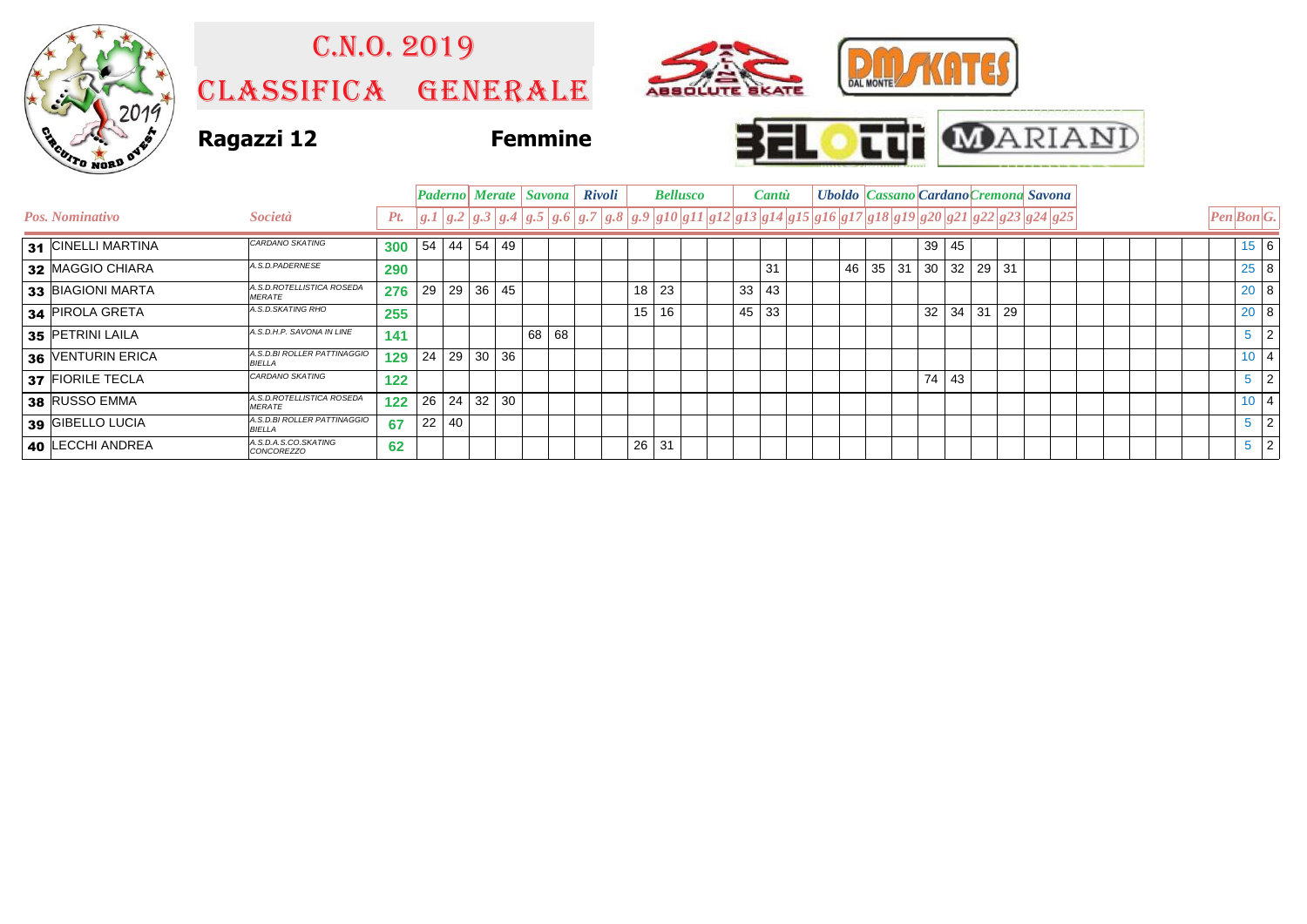# C.N.O. 2019

# Classifica Generale

**Ragazzi 12** **Femmine**

| | | | | Paderno | | Merate | | Savona | | Rivoli | | Bellusco | | | | Cantù | | | Uboldo | | Cassano | | Cardano | | Cremona | | Savona | | | |
|---|---|---|---|---|---|---|---|---|---|---|---|---|---|---|---|---|---|---|---|---|---|---|---|---|---|---|---|---|---|---|
| Pos. | Nominativo | Società | Pt. | g.1 | g.2 | g.3 | g.4 | g.5 | g.6 | g.7 | g.8 | g.9 | g10 | g11 | g12 | g13 | g14 | g15 | g16 | g17 | g18 | g19 | g20 | g21 | g22 | g23 | g24 | g25 | Pen | Bon | G. |
| 31 | CINELLI MARTINA | CARDANO SKATING | 300 | 54 | 44 | 54 | 49 | | | | | | | | | | | | | | | | 39 | 45 | | | | | | 15 | 6 |
| 32 | MAGGIO CHIARA | A.S.D.PADERNESE | 290 | | | | | | | | | | | | | | 31 | | | 46 | 35 | 31 | 30 | 32 | 29 | 31 | | | | 25 | 8 |
| 33 | BIAGIONI MARTA | A.S.D.ROTELLISTICA ROSEDA MERATE | 276 | 29 | 29 | 36 | 45 | | | | | 18 | 23 | | | 33 | 43 | | | | | | | | | | | | | 20 | 8 |
| 34 | PIROLA GRETA | A.S.D.SKATING RHO | 255 | | | | | | | | | 15 | 16 | | | 45 | 33 | | | | | | 32 | 34 | 31 | 29 | | | | 20 | 8 |
| 35 | PETRINI LAILA | A.S.D.H.P. SAVONA IN LINE | 141 | | | | | 68 | 68 | | | | | | | | | | | | | | | | | | | | | 5 | 2 |
| 36 | VENTURIN ERICA | A.S.D.BI ROLLER PATTINAGGIO BIELLA | 129 | 24 | 29 | 30 | 36 | | | | | | | | | | | | | | | | | | | | | | | 10 | 4 |
| 37 | FIORILE TECLA | CARDANO SKATING | 122 | | | | | | | | | | | | | | | | | | | | 74 | 43 | | | | | | 5 | 2 |
| 38 | RUSSO EMMA | A.S.D.ROTELLISTICA ROSEDA MERATE | 122 | 26 | 24 | 32 | 30 | | | | | | | | | | | | | | | | | | | | | | | 10 | 4 |
| 39 | GIBELLO LUCIA | A.S.D.BI ROLLER PATTINAGGIO BIELLA | 67 | 22 | 40 | | | | | | | | | | | | | | | | | | | | | | | | | 5 | 2 |
| 40 | LECCHI ANDREA | A.S.D.A.S.CO.SKATING CONCOREZZO | 62 | | | | | | | | | 26 | 31 | | | | | | | | | | | | | | | | | 5 | 2 |